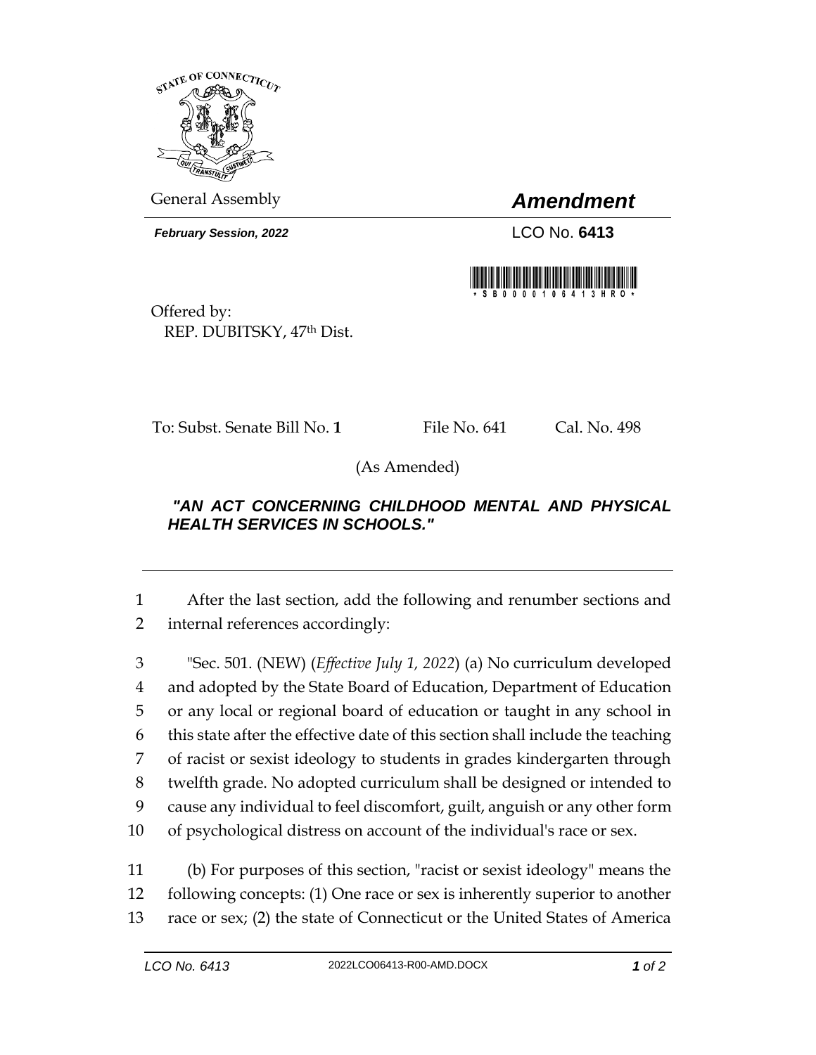General Assembly

# *Amendment*

***February Session, 2022***

LCO No. **6413**

\*SB0000106413HRO\*

Offered by:
REP. DUBITSKY, 47th Dist.

To: Subst. Senate Bill No. **1** File No. 641 Cal. No. 498

(As Amended)

***"AN ACT CONCERNING CHILDHOOD MENTAL AND PHYSICAL HEALTH SERVICES IN SCHOOLS."***

---

1 After the last section, add the following and renumber sections and
2 internal references accordingly:

3 "Sec. 501. (NEW) (*Effective July 1, 2022*) (a) No curriculum developed
4 and adopted by the State Board of Education, Department of Education
5 or any local or regional board of education or taught in any school in
6 this state after the effective date of this section shall include the teaching
7 of racist or sexist ideology to students in grades kindergarten through
8 twelfth grade. No adopted curriculum shall be designed or intended to
9 cause any individual to feel discomfort, guilt, anguish or any other form
10 of psychological distress on account of the individual's race or sex.

11 (b) For purposes of this section, "racist or sexist ideology" means the
12 following concepts: (1) One race or sex is inherently superior to another
13 race or sex; (2) the state of Connecticut or the United States of America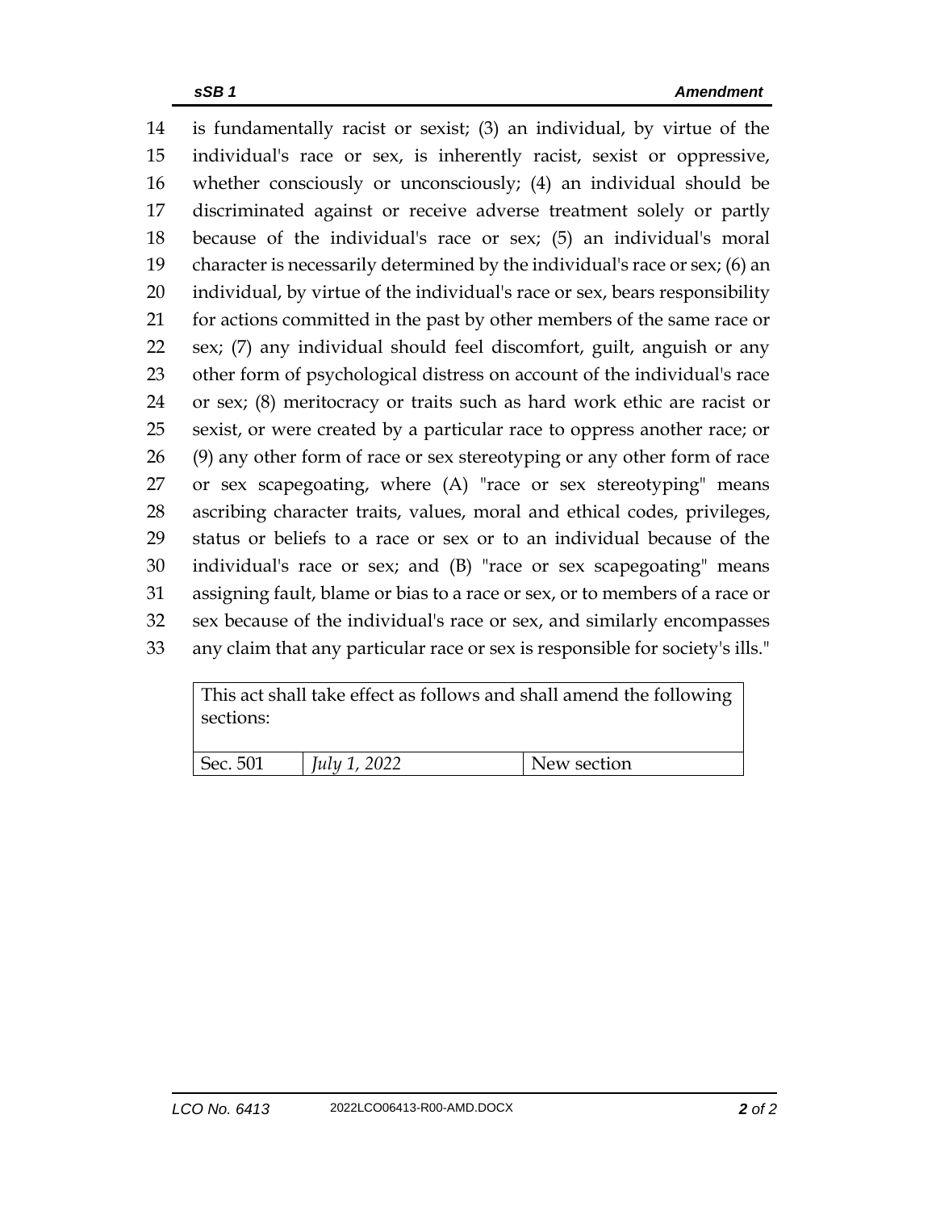is fundamentally racist or sexist; (3) an individual, by virtue of the individual's race or sex, is inherently racist, sexist or oppressive, whether consciously or unconsciously; (4) an individual should be discriminated against or receive adverse treatment solely or partly because of the individual's race or sex; (5) an individual's moral character is necessarily determined by the individual's race or sex; (6) an individual, by virtue of the individual's race or sex, bears responsibility for actions committed in the past by other members of the same race or sex; (7) any individual should feel discomfort, guilt, anguish or any other form of psychological distress on account of the individual's race or sex; (8) meritocracy or traits such as hard work ethic are racist or sexist, or were created by a particular race to oppress another race; or (9) any other form of race or sex stereotyping or any other form of race or sex scapegoating, where (A) "race or sex stereotyping" means ascribing character traits, values, moral and ethical codes, privileges, status or beliefs to a race or sex or to an individual because of the individual's race or sex; and (B) "race or sex scapegoating" means assigning fault, blame or bias to a race or sex, or to members of a race or sex because of the individual's race or sex, and similarly encompasses any claim that any particular race or sex is responsible for society's ills."

| This act shall take effect as follows and shall amend the following sections: | | |
|---|---|---|
| Sec. 501 | *July 1, 2022* | New section |